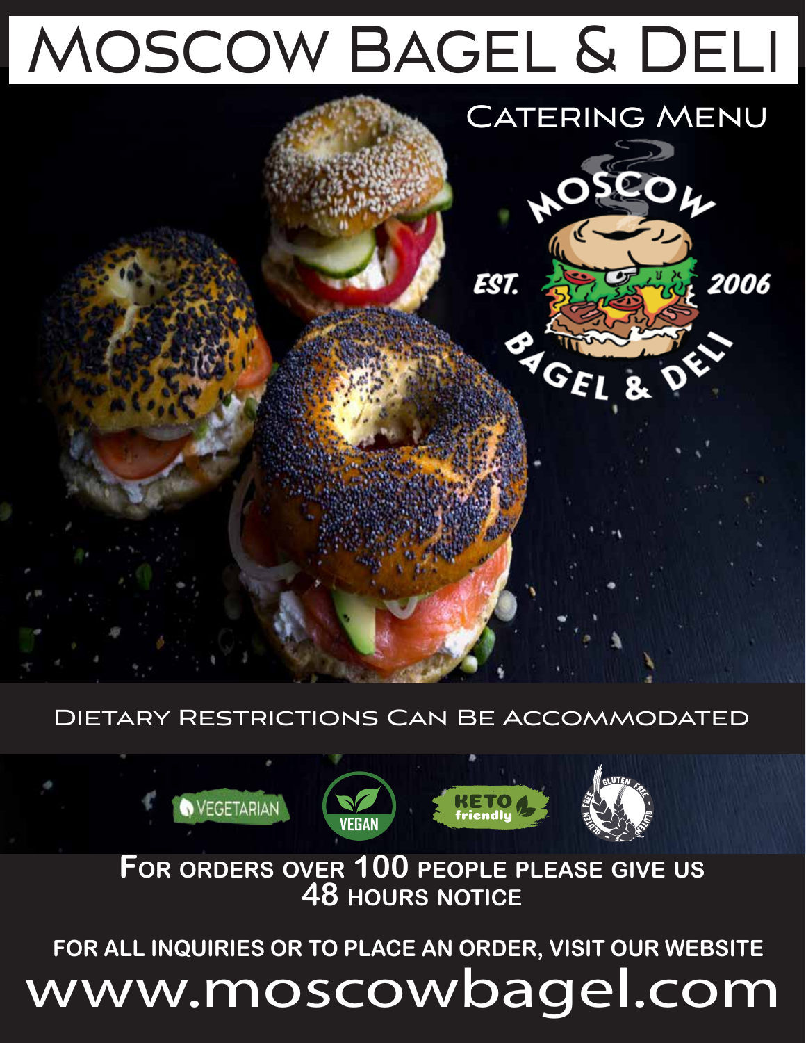# Moscow Bagel & Deli

## Catering Menu

Dietary Restrictions Can Be Accommodated

VEGETARIAN · VEGAN · KETO friendly · GLUTEN FREE

**For orders over 100 people please give us 48 hours notice**

**FOR ALL INQUIRIES OR TO PLACE AN ORDER, VISIT OUR WEBSITE**

www.moscowbagel.com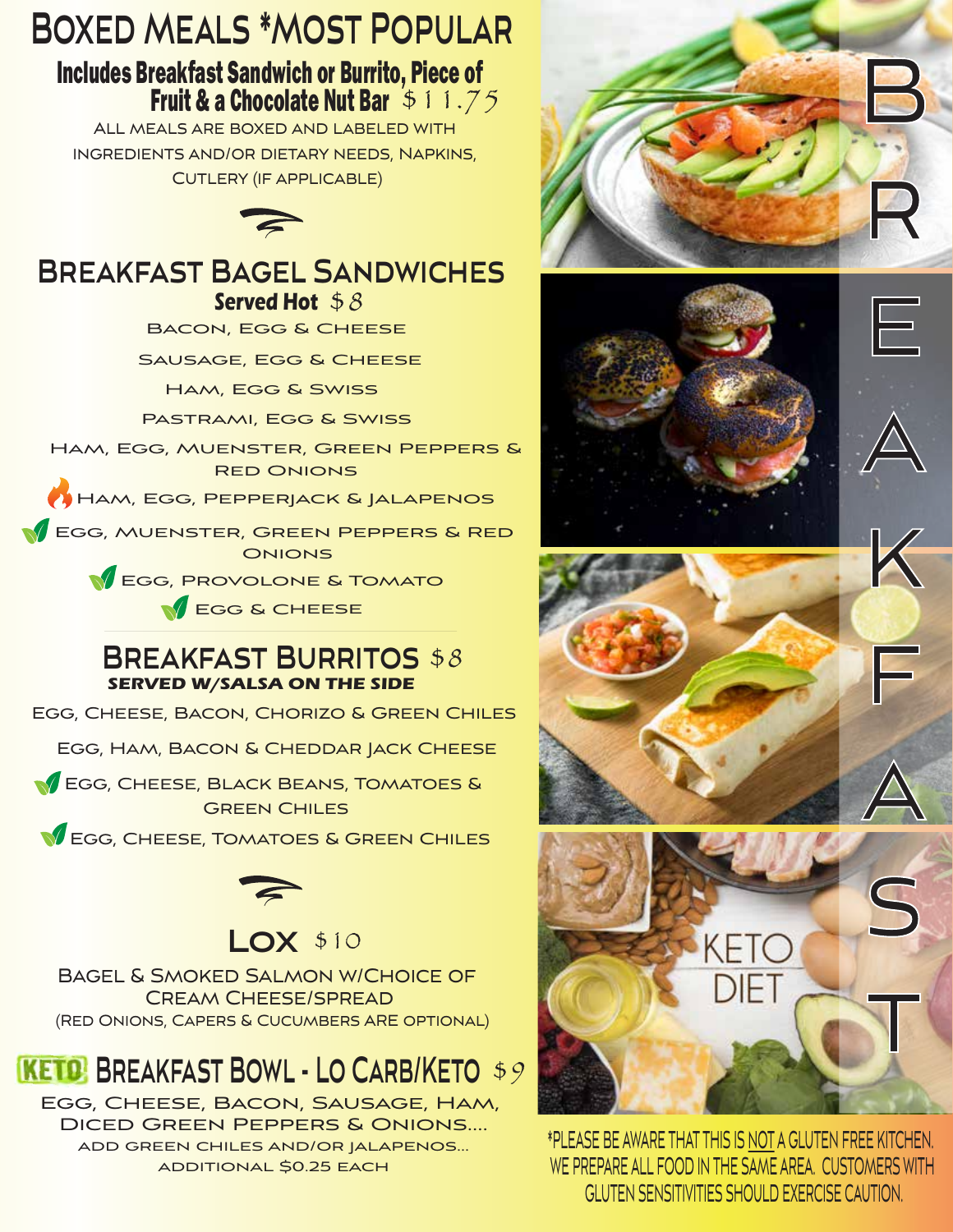# Boxed Meals *Most Popular

## Includes Breakfast Sandwich or Burrito, Piece of Fruit & a Chocolate Nut Bar $11.75

All meals are boxed and labeled with ingredients and/or dietary needs, Napkins, Cutlery (if applicable)

## Breakfast Bagel Sandwiches

**Served Hot** $8

- Bacon, Egg & Cheese
- Sausage, Egg & Cheese
- Ham, Egg & Swiss
- Pastrami, Egg & Swiss
- Ham, Egg, Muenster, Green Peppers & Red Onions
- Ham, Egg, Pepperjack & Jalapenos
- Egg, Muenster, Green Peppers & Red Onions
- Egg, Provolone & Tomato
- Egg & Cheese

## Breakfast Burritos $8

***Served w/Salsa on the Side***

- Egg, Cheese, Bacon, Chorizo & Green Chiles
- Egg, Ham, Bacon & Cheddar Jack Cheese
- Egg, Cheese, Black Beans, Tomatoes & Green Chiles
- Egg, Cheese, Tomatoes & Green Chiles

## Lox $10

Bagel & Smoked Salmon w/Choice of Cream Cheese/Spread
(Red Onions, Capers & Cucumbers are optional)

## KETO Breakfast Bowl - Lo Carb/Keto $9

Egg, Cheese, Bacon, Sausage, Ham, Diced Green Peppers & Onions....
add green chiles and/or jalapenos... additional $0.25 each

BREAKFAST

KETO DIET

*PLEASE BE AWARE THAT THIS IS NOT A GLUTEN FREE KITCHEN. WE PREPARE ALL FOOD IN THE SAME AREA. CUSTOMERS WITH GLUTEN SENSITIVITIES SHOULD EXERCISE CAUTION.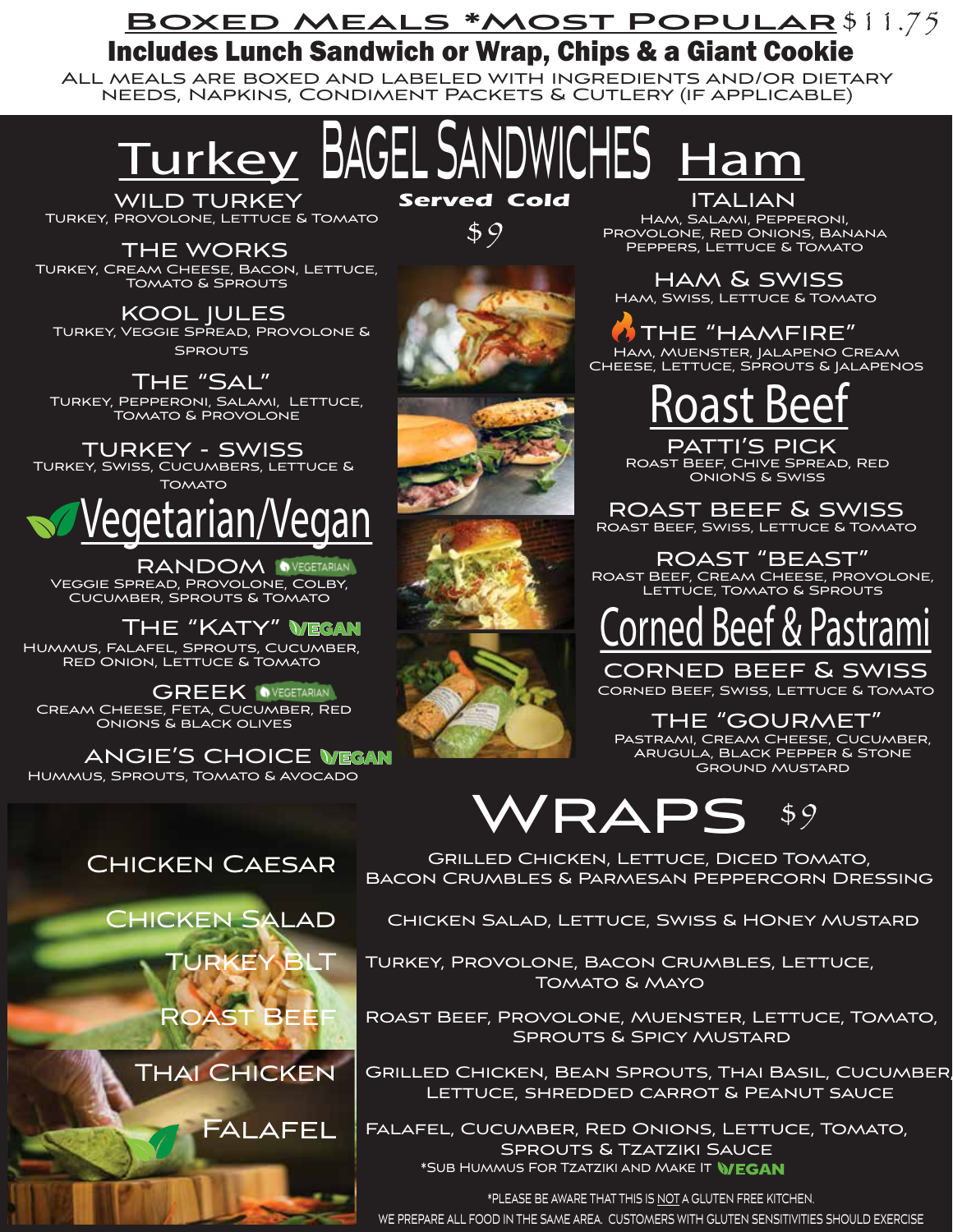# Boxed Meals *Most Popular $11.75

## Includes Lunch Sandwich or Wrap, Chips & a Giant Cookie

ALL MEALS ARE BOXED AND LABELED WITH INGREDIENTS AND/OR DIETARY NEEDS, NAPKINS, CONDIMENT PACKETS & CUTLERY (IF APPLICABLE)

# BAGEL SANDWICHES

**Served Cold**

$9

## Turkey

### WILD TURKEY
TURKEY, PROVOLONE, LETTUCE & TOMATO

### THE WORKS
TURKEY, CREAM CHEESE, BACON, LETTUCE, TOMATO & SPROUTS

### KOOL JULES
TURKEY, VEGGIE SPREAD, PROVOLONE & SPROUTS

### THE "SAL"
TURKEY, PEPPERONI, SALAMI, LETTUCE, TOMATO & PROVOLONE

### TURKEY - SWISS
TURKEY, SWISS, CUCUMBERS, LETTUCE & TOMATO

## Vegetarian/Vegan

### RANDOM (VEGETARIAN)
VEGGIE SPREAD, PROVOLONE, COLBY, CUCUMBER, SPROUTS & TOMATO

### THE "KATY" (VEGAN)
HUMMUS, FALAFEL, SPROUTS, CUCUMBER, RED ONION, LETTUCE & TOMATO

### GREEK (VEGETARIAN)
CREAM CHEESE, FETA, CUCUMBER, RED ONIONS & BLACK OLIVES

### ANGIE'S CHOICE (VEGAN)
HUMMUS, SPROUTS, TOMATO & AVOCADO

## Ham

### ITALIAN
HAM, SALAMI, PEPPERONI, PROVOLONE, RED ONIONS, BANANA PEPPERS, LETTUCE & TOMATO

### HAM & SWISS
HAM, SWISS, LETTUCE & TOMATO

### THE "HAMFIRE"
HAM, MUENSTER, JALAPENO CREAM CHEESE, LETTUCE, SPROUTS & JALAPENOS

## Roast Beef

### PATTI'S PICK
ROAST BEEF, CHIVE SPREAD, RED ONIONS & SWISS

### ROAST BEEF & SWISS
ROAST BEEF, SWISS, LETTUCE & TOMATO

### ROAST "BEAST"
ROAST BEEF, CREAM CHEESE, PROVOLONE, LETTUCE, TOMATO & SPROUTS

## Corned Beef & Pastrami

### CORNED BEEF & SWISS
CORNED BEEF, SWISS, LETTUCE & TOMATO

### THE "GOURMET"
PASTRAMI, CREAM CHEESE, CUCUMBER, ARUGULA, BLACK PEPPER & STONE GROUND MUSTARD

# WRAPS $9

**CHICKEN CAESAR** — GRILLED CHICKEN, LETTUCE, DICED TOMATO, BACON CRUMBLES & PARMESAN PEPPERCORN DRESSING

**CHICKEN SALAD** — CHICKEN SALAD, LETTUCE, SWISS & HONEY MUSTARD

**TURKEY BLT** — TURKEY, PROVOLONE, BACON CRUMBLES, LETTUCE, TOMATO & MAYO

**ROAST BEEF** — ROAST BEEF, PROVOLONE, MUENSTER, LETTUCE, TOMATO, SPROUTS & SPICY MUSTARD

**THAI CHICKEN** — GRILLED CHICKEN, BEAN SPROUTS, THAI BASIL, CUCUMBER, LETTUCE, SHREDDED CARROT & PEANUT SAUCE

**FALAFEL** — FALAFEL, CUCUMBER, RED ONIONS, LETTUCE, TOMATO, SPROUTS & TZATZIKI SAUCE
*SUB HUMMUS FOR TZATZIKI AND MAKE IT VEGAN

*PLEASE BE AWARE THAT THIS IS NOT A GLUTEN FREE KITCHEN.
WE PREPARE ALL FOOD IN THE SAME AREA. CUSTOMERS WITH GLUTEN SENSITIVITIES SHOULD EXERCISE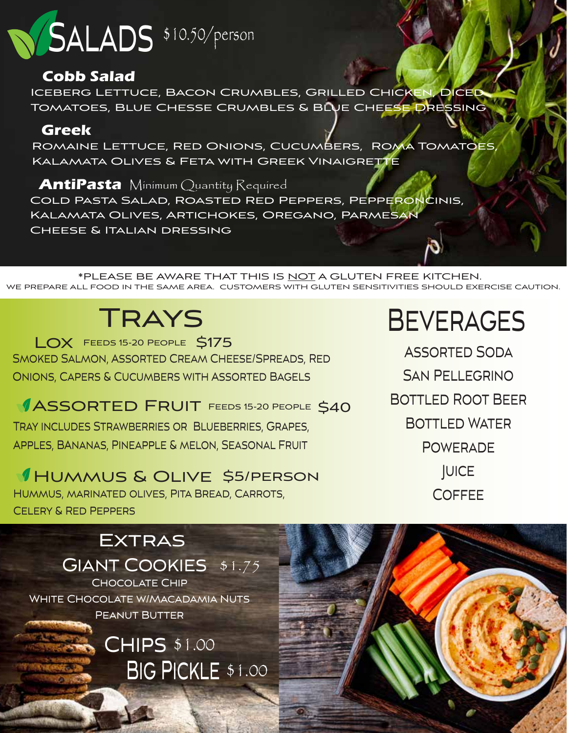# Salads $10.50/person

**Cobb Salad**

Iceberg Lettuce, Bacon Crumbles, Grilled Chicken, Diced Tomatoes, Blue Chesse Crumbles & Blue Cheese Dressing

**Greek**

Romaine Lettuce, Red Onions, Cucumbers, Roma Tomatoes, Kalamata Olives & Feta with Greek Vinaigrette

**AntiPasta** *Minimum Quantity Required*

Cold Pasta Salad, Roasted Red Peppers, Pepperoncinis, Kalamata Olives, Artichokes, Oregano, Parmesan Cheese & Italian dressing

*Please be aware that this is NOT a gluten free kitchen.
We prepare all food in the same area. Customers with gluten sensitivities should exercise caution.

# Trays

## Lox Feeds 15-20 People $175

Smoked Salmon, Assorted Cream Cheese/Spreads, Red Onions, Capers & Cucumbers with Assorted Bagels

## Assorted Fruit Feeds 15-20 People $40

Tray includes Strawberries or Blueberries, Grapes, Apples, Bananas, Pineapple & melon, Seasonal Fruit

## Hummus & Olive $5/person

Hummus, marinated olives, Pita Bread, Carrots, Celery & Red Peppers

# Beverages

Assorted Soda
San Pellegrino
Bottled Root Beer
Bottled Water
Powerade
Juice
Coffee

# Extras

## Giant Cookies $1.75

Chocolate Chip
White Chocolate w/Macadamia Nuts
Peanut Butter

## Chips $1.00

## Big Pickle $1.00